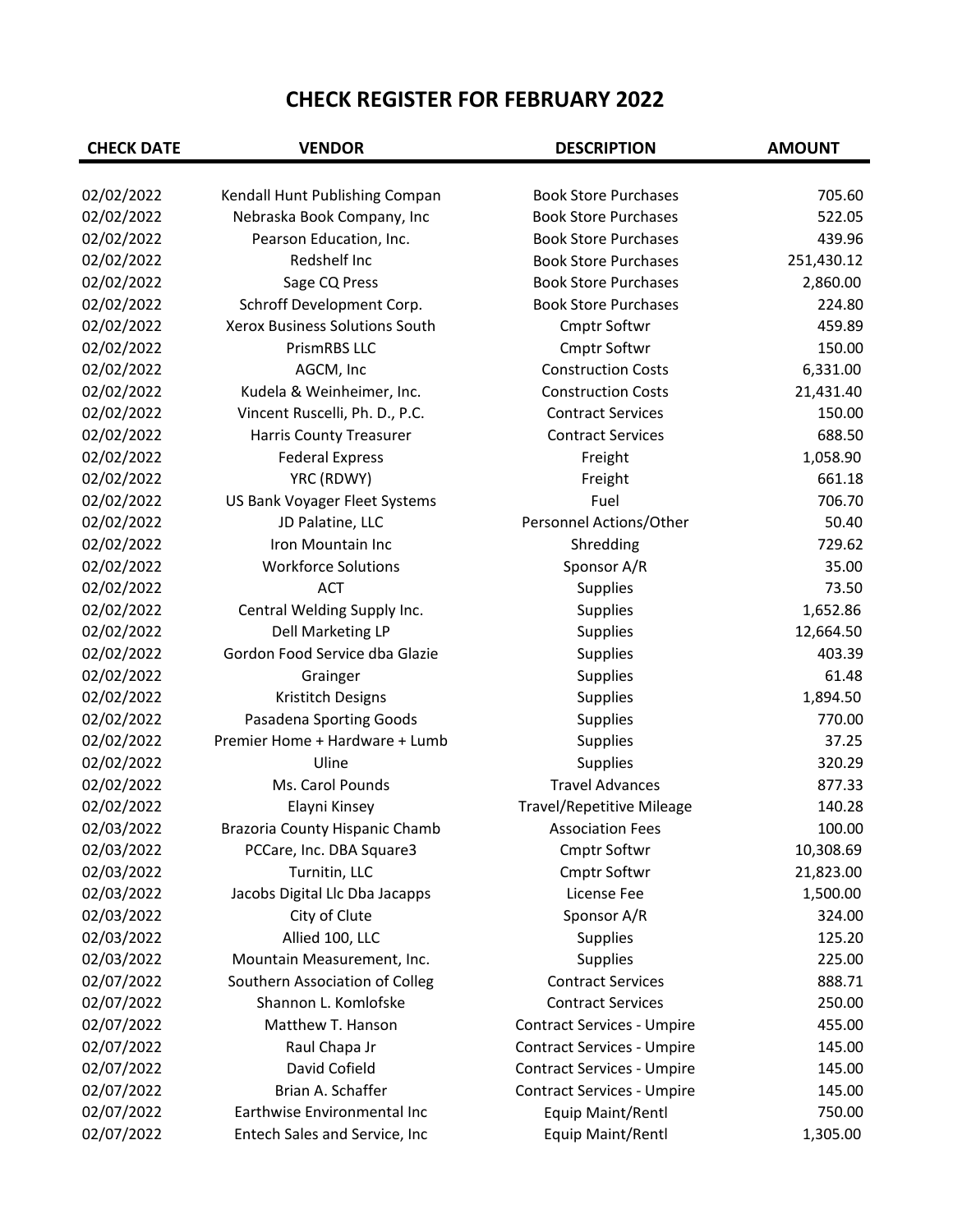# CHECK REGISTER FOR FEBRUARY 2022

| CHECK DATE | VENDOR | DESCRIPTION | AMOUNT |
|---|---|---|---|
| 02/02/2022 | Kendall Hunt Publishing Compan | Book Store Purchases | 705.60 |
| 02/02/2022 | Nebraska Book Company, Inc | Book Store Purchases | 522.05 |
| 02/02/2022 | Pearson Education, Inc. | Book Store Purchases | 439.96 |
| 02/02/2022 | Redshelf Inc | Book Store Purchases | 251,430.12 |
| 02/02/2022 | Sage CQ Press | Book Store Purchases | 2,860.00 |
| 02/02/2022 | Schroff Development Corp. | Book Store Purchases | 224.80 |
| 02/02/2022 | Xerox Business Solutions South | Cmptr Softwr | 459.89 |
| 02/02/2022 | PrismRBS LLC | Cmptr Softwr | 150.00 |
| 02/02/2022 | AGCM, Inc | Construction Costs | 6,331.00 |
| 02/02/2022 | Kudela & Weinheimer, Inc. | Construction Costs | 21,431.40 |
| 02/02/2022 | Vincent Ruscelli, Ph. D., P.C. | Contract Services | 150.00 |
| 02/02/2022 | Harris County Treasurer | Contract Services | 688.50 |
| 02/02/2022 | Federal Express | Freight | 1,058.90 |
| 02/02/2022 | YRC (RDWY) | Freight | 661.18 |
| 02/02/2022 | US Bank Voyager Fleet Systems | Fuel | 706.70 |
| 02/02/2022 | JD Palatine, LLC | Personnel Actions/Other | 50.40 |
| 02/02/2022 | Iron Mountain Inc | Shredding | 729.62 |
| 02/02/2022 | Workforce Solutions | Sponsor A/R | 35.00 |
| 02/02/2022 | ACT | Supplies | 73.50 |
| 02/02/2022 | Central Welding Supply Inc. | Supplies | 1,652.86 |
| 02/02/2022 | Dell Marketing LP | Supplies | 12,664.50 |
| 02/02/2022 | Gordon Food Service dba Glazie | Supplies | 403.39 |
| 02/02/2022 | Grainger | Supplies | 61.48 |
| 02/02/2022 | Kristitch Designs | Supplies | 1,894.50 |
| 02/02/2022 | Pasadena Sporting Goods | Supplies | 770.00 |
| 02/02/2022 | Premier Home + Hardware + Lumb | Supplies | 37.25 |
| 02/02/2022 | Uline | Supplies | 320.29 |
| 02/02/2022 | Ms. Carol Pounds | Travel Advances | 877.33 |
| 02/02/2022 | Elayni Kinsey | Travel/Repetitive Mileage | 140.28 |
| 02/03/2022 | Brazoria County Hispanic Chamb | Association Fees | 100.00 |
| 02/03/2022 | PCCare, Inc. DBA Square3 | Cmptr Softwr | 10,308.69 |
| 02/03/2022 | Turnitin, LLC | Cmptr Softwr | 21,823.00 |
| 02/03/2022 | Jacobs Digital Llc Dba Jacapps | License Fee | 1,500.00 |
| 02/03/2022 | City of Clute | Sponsor A/R | 324.00 |
| 02/03/2022 | Allied 100, LLC | Supplies | 125.20 |
| 02/03/2022 | Mountain Measurement, Inc. | Supplies | 225.00 |
| 02/07/2022 | Southern Association of Colleg | Contract Services | 888.71 |
| 02/07/2022 | Shannon L. Komlofske | Contract Services | 250.00 |
| 02/07/2022 | Matthew T. Hanson | Contract Services - Umpire | 455.00 |
| 02/07/2022 | Raul Chapa Jr | Contract Services - Umpire | 145.00 |
| 02/07/2022 | David Cofield | Contract Services - Umpire | 145.00 |
| 02/07/2022 | Brian A. Schaffer | Contract Services - Umpire | 145.00 |
| 02/07/2022 | Earthwise Environmental Inc | Equip Maint/Rentl | 750.00 |
| 02/07/2022 | Entech Sales and Service, Inc | Equip Maint/Rentl | 1,305.00 |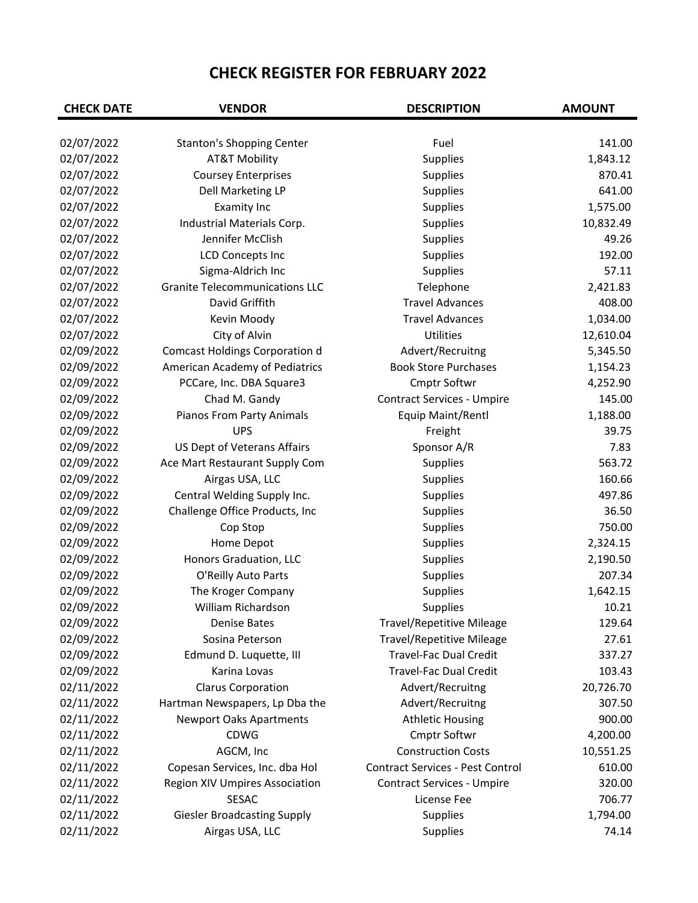# CHECK REGISTER FOR FEBRUARY 2022

| CHECK DATE | VENDOR | DESCRIPTION | AMOUNT |
|---|---|---|---|
| 02/07/2022 | Stanton's Shopping Center | Fuel | 141.00 |
| 02/07/2022 | AT&T Mobility | Supplies | 1,843.12 |
| 02/07/2022 | Coursey Enterprises | Supplies | 870.41 |
| 02/07/2022 | Dell Marketing LP | Supplies | 641.00 |
| 02/07/2022 | Examity Inc | Supplies | 1,575.00 |
| 02/07/2022 | Industrial Materials Corp. | Supplies | 10,832.49 |
| 02/07/2022 | Jennifer McClish | Supplies | 49.26 |
| 02/07/2022 | LCD Concepts Inc | Supplies | 192.00 |
| 02/07/2022 | Sigma-Aldrich Inc | Supplies | 57.11 |
| 02/07/2022 | Granite Telecommunications LLC | Telephone | 2,421.83 |
| 02/07/2022 | David Griffith | Travel Advances | 408.00 |
| 02/07/2022 | Kevin Moody | Travel Advances | 1,034.00 |
| 02/07/2022 | City of Alvin | Utilities | 12,610.04 |
| 02/09/2022 | Comcast Holdings Corporation d | Advert/Recruitng | 5,345.50 |
| 02/09/2022 | American Academy of Pediatrics | Book Store Purchases | 1,154.23 |
| 02/09/2022 | PCCare, Inc. DBA Square3 | Cmptr Softwr | 4,252.90 |
| 02/09/2022 | Chad M. Gandy | Contract Services - Umpire | 145.00 |
| 02/09/2022 | Pianos From Party Animals | Equip Maint/Rentl | 1,188.00 |
| 02/09/2022 | UPS | Freight | 39.75 |
| 02/09/2022 | US Dept of Veterans Affairs | Sponsor A/R | 7.83 |
| 02/09/2022 | Ace Mart Restaurant Supply Com | Supplies | 563.72 |
| 02/09/2022 | Airgas USA, LLC | Supplies | 160.66 |
| 02/09/2022 | Central Welding Supply Inc. | Supplies | 497.86 |
| 02/09/2022 | Challenge Office Products, Inc | Supplies | 36.50 |
| 02/09/2022 | Cop Stop | Supplies | 750.00 |
| 02/09/2022 | Home Depot | Supplies | 2,324.15 |
| 02/09/2022 | Honors Graduation, LLC | Supplies | 2,190.50 |
| 02/09/2022 | O'Reilly Auto Parts | Supplies | 207.34 |
| 02/09/2022 | The Kroger Company | Supplies | 1,642.15 |
| 02/09/2022 | William Richardson | Supplies | 10.21 |
| 02/09/2022 | Denise Bates | Travel/Repetitive Mileage | 129.64 |
| 02/09/2022 | Sosina Peterson | Travel/Repetitive Mileage | 27.61 |
| 02/09/2022 | Edmund D. Luquette, III | Travel-Fac Dual Credit | 337.27 |
| 02/09/2022 | Karina Lovas | Travel-Fac Dual Credit | 103.43 |
| 02/11/2022 | Clarus Corporation | Advert/Recruitng | 20,726.70 |
| 02/11/2022 | Hartman Newspapers, Lp Dba the | Advert/Recruitng | 307.50 |
| 02/11/2022 | Newport Oaks Apartments | Athletic Housing | 900.00 |
| 02/11/2022 | CDWG | Cmptr Softwr | 4,200.00 |
| 02/11/2022 | AGCM, Inc | Construction Costs | 10,551.25 |
| 02/11/2022 | Copesan Services, Inc. dba Hol | Contract Services - Pest Control | 610.00 |
| 02/11/2022 | Region XIV Umpires Association | Contract Services - Umpire | 320.00 |
| 02/11/2022 | SESAC | License Fee | 706.77 |
| 02/11/2022 | Giesler Broadcasting Supply | Supplies | 1,794.00 |
| 02/11/2022 | Airgas USA, LLC | Supplies | 74.14 |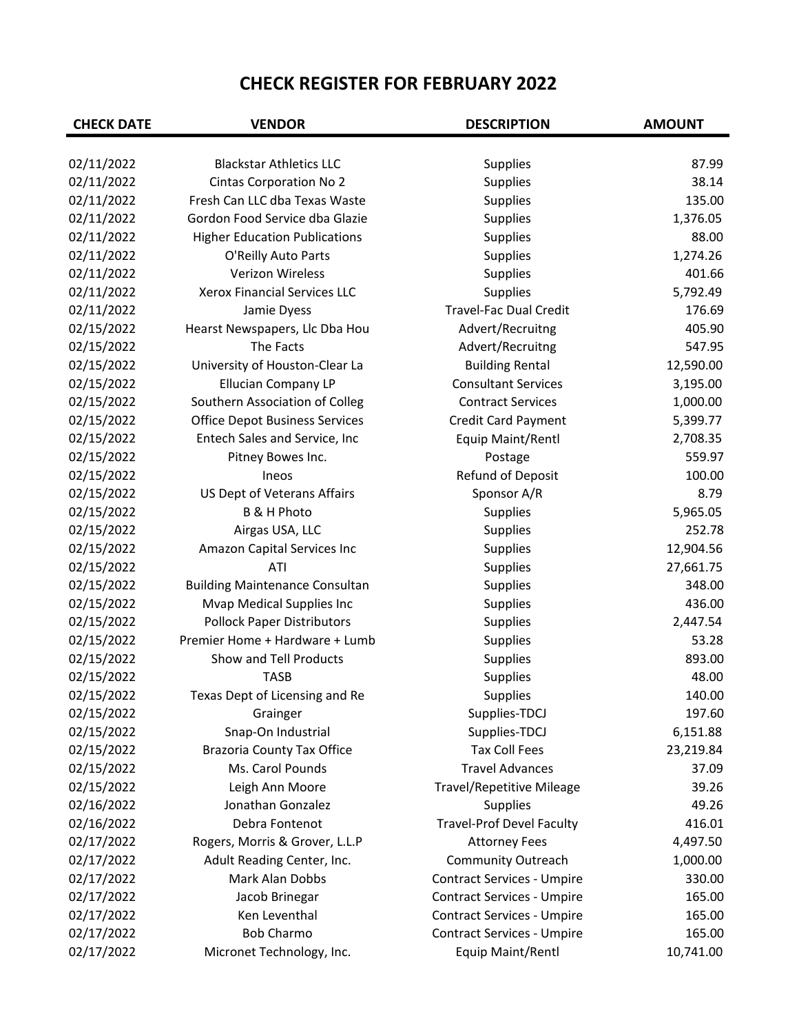# CHECK REGISTER FOR FEBRUARY 2022

| CHECK DATE | VENDOR | DESCRIPTION | AMOUNT |
|---|---|---|---|
| 02/11/2022 | Blackstar Athletics LLC | Supplies | 87.99 |
| 02/11/2022 | Cintas Corporation No 2 | Supplies | 38.14 |
| 02/11/2022 | Fresh Can LLC dba Texas Waste | Supplies | 135.00 |
| 02/11/2022 | Gordon Food Service dba Glazie | Supplies | 1,376.05 |
| 02/11/2022 | Higher Education Publications | Supplies | 88.00 |
| 02/11/2022 | O'Reilly Auto Parts | Supplies | 1,274.26 |
| 02/11/2022 | Verizon Wireless | Supplies | 401.66 |
| 02/11/2022 | Xerox Financial Services LLC | Supplies | 5,792.49 |
| 02/11/2022 | Jamie Dyess | Travel-Fac Dual Credit | 176.69 |
| 02/15/2022 | Hearst Newspapers, Llc Dba Hou | Advert/Recruitng | 405.90 |
| 02/15/2022 | The Facts | Advert/Recruitng | 547.95 |
| 02/15/2022 | University of Houston-Clear La | Building Rental | 12,590.00 |
| 02/15/2022 | Ellucian Company LP | Consultant Services | 3,195.00 |
| 02/15/2022 | Southern Association of Colleg | Contract Services | 1,000.00 |
| 02/15/2022 | Office Depot Business Services | Credit Card Payment | 5,399.77 |
| 02/15/2022 | Entech Sales and Service, Inc | Equip Maint/Rentl | 2,708.35 |
| 02/15/2022 | Pitney Bowes Inc. | Postage | 559.97 |
| 02/15/2022 | Ineos | Refund of Deposit | 100.00 |
| 02/15/2022 | US Dept of Veterans Affairs | Sponsor A/R | 8.79 |
| 02/15/2022 | B & H Photo | Supplies | 5,965.05 |
| 02/15/2022 | Airgas USA, LLC | Supplies | 252.78 |
| 02/15/2022 | Amazon Capital Services Inc | Supplies | 12,904.56 |
| 02/15/2022 | ATI | Supplies | 27,661.75 |
| 02/15/2022 | Building Maintenance Consultan | Supplies | 348.00 |
| 02/15/2022 | Mvap Medical Supplies Inc | Supplies | 436.00 |
| 02/15/2022 | Pollock Paper Distributors | Supplies | 2,447.54 |
| 02/15/2022 | Premier Home + Hardware + Lumb | Supplies | 53.28 |
| 02/15/2022 | Show and Tell Products | Supplies | 893.00 |
| 02/15/2022 | TASB | Supplies | 48.00 |
| 02/15/2022 | Texas Dept of Licensing and Re | Supplies | 140.00 |
| 02/15/2022 | Grainger | Supplies-TDCJ | 197.60 |
| 02/15/2022 | Snap-On Industrial | Supplies-TDCJ | 6,151.88 |
| 02/15/2022 | Brazoria County Tax Office | Tax Coll Fees | 23,219.84 |
| 02/15/2022 | Ms. Carol Pounds | Travel Advances | 37.09 |
| 02/15/2022 | Leigh Ann Moore | Travel/Repetitive Mileage | 39.26 |
| 02/16/2022 | Jonathan Gonzalez | Supplies | 49.26 |
| 02/16/2022 | Debra Fontenot | Travel-Prof Devel Faculty | 416.01 |
| 02/17/2022 | Rogers, Morris & Grover, L.L.P | Attorney Fees | 4,497.50 |
| 02/17/2022 | Adult Reading Center, Inc. | Community Outreach | 1,000.00 |
| 02/17/2022 | Mark Alan Dobbs | Contract Services - Umpire | 330.00 |
| 02/17/2022 | Jacob Brinegar | Contract Services - Umpire | 165.00 |
| 02/17/2022 | Ken Leventhal | Contract Services - Umpire | 165.00 |
| 02/17/2022 | Bob Charmo | Contract Services - Umpire | 165.00 |
| 02/17/2022 | Micronet Technology, Inc. | Equip Maint/Rentl | 10,741.00 |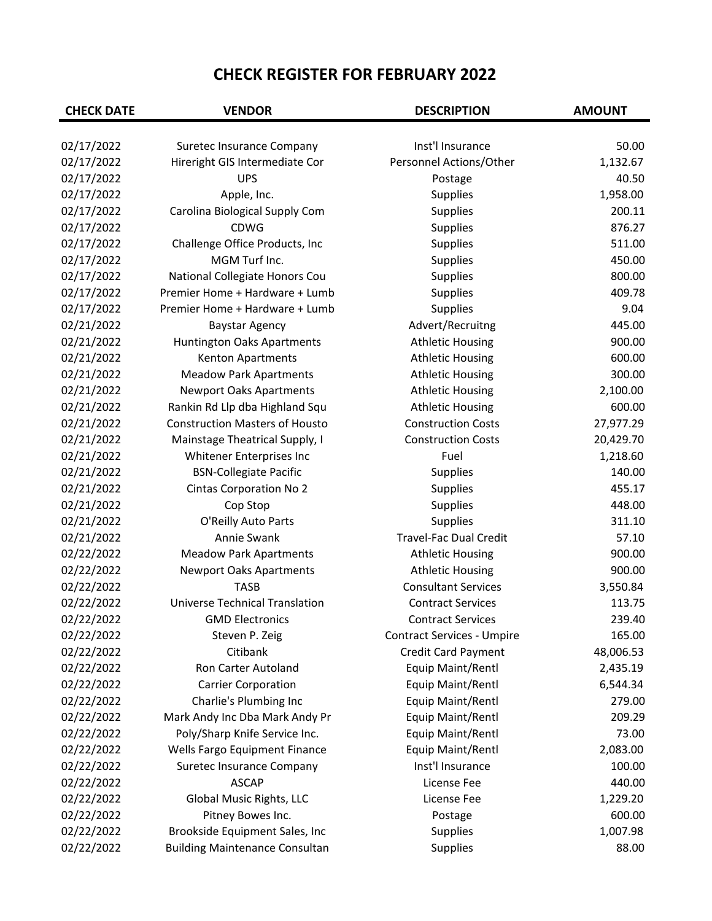# CHECK REGISTER FOR FEBRUARY 2022

| CHECK DATE | VENDOR | DESCRIPTION | AMOUNT |
|---|---|---|---|
| 02/17/2022 | Suretec Insurance Company | Inst'l Insurance | 50.00 |
| 02/17/2022 | Hireright GIS Intermediate Cor | Personnel Actions/Other | 1,132.67 |
| 02/17/2022 | UPS | Postage | 40.50 |
| 02/17/2022 | Apple, Inc. | Supplies | 1,958.00 |
| 02/17/2022 | Carolina Biological Supply Com | Supplies | 200.11 |
| 02/17/2022 | CDWG | Supplies | 876.27 |
| 02/17/2022 | Challenge Office Products, Inc | Supplies | 511.00 |
| 02/17/2022 | MGM Turf Inc. | Supplies | 450.00 |
| 02/17/2022 | National Collegiate Honors Cou | Supplies | 800.00 |
| 02/17/2022 | Premier Home + Hardware + Lumb | Supplies | 409.78 |
| 02/17/2022 | Premier Home + Hardware + Lumb | Supplies | 9.04 |
| 02/21/2022 | Baystar Agency | Advert/Recruitng | 445.00 |
| 02/21/2022 | Huntington Oaks Apartments | Athletic Housing | 900.00 |
| 02/21/2022 | Kenton Apartments | Athletic Housing | 600.00 |
| 02/21/2022 | Meadow Park Apartments | Athletic Housing | 300.00 |
| 02/21/2022 | Newport Oaks Apartments | Athletic Housing | 2,100.00 |
| 02/21/2022 | Rankin Rd Llp dba Highland Squ | Athletic Housing | 600.00 |
| 02/21/2022 | Construction Masters of Housto | Construction Costs | 27,977.29 |
| 02/21/2022 | Mainstage Theatrical Supply, I | Construction Costs | 20,429.70 |
| 02/21/2022 | Whitener Enterprises Inc | Fuel | 1,218.60 |
| 02/21/2022 | BSN-Collegiate Pacific | Supplies | 140.00 |
| 02/21/2022 | Cintas Corporation No 2 | Supplies | 455.17 |
| 02/21/2022 | Cop Stop | Supplies | 448.00 |
| 02/21/2022 | O'Reilly Auto Parts | Supplies | 311.10 |
| 02/21/2022 | Annie Swank | Travel-Fac Dual Credit | 57.10 |
| 02/22/2022 | Meadow Park Apartments | Athletic Housing | 900.00 |
| 02/22/2022 | Newport Oaks Apartments | Athletic Housing | 900.00 |
| 02/22/2022 | TASB | Consultant Services | 3,550.84 |
| 02/22/2022 | Universe Technical Translation | Contract Services | 113.75 |
| 02/22/2022 | GMD Electronics | Contract Services | 239.40 |
| 02/22/2022 | Steven P. Zeig | Contract Services - Umpire | 165.00 |
| 02/22/2022 | Citibank | Credit Card Payment | 48,006.53 |
| 02/22/2022 | Ron Carter Autoland | Equip Maint/Rentl | 2,435.19 |
| 02/22/2022 | Carrier Corporation | Equip Maint/Rentl | 6,544.34 |
| 02/22/2022 | Charlie's Plumbing Inc | Equip Maint/Rentl | 279.00 |
| 02/22/2022 | Mark Andy Inc Dba Mark Andy Pr | Equip Maint/Rentl | 209.29 |
| 02/22/2022 | Poly/Sharp Knife Service Inc. | Equip Maint/Rentl | 73.00 |
| 02/22/2022 | Wells Fargo Equipment Finance | Equip Maint/Rentl | 2,083.00 |
| 02/22/2022 | Suretec Insurance Company | Inst'l Insurance | 100.00 |
| 02/22/2022 | ASCAP | License Fee | 440.00 |
| 02/22/2022 | Global Music Rights, LLC | License Fee | 1,229.20 |
| 02/22/2022 | Pitney Bowes Inc. | Postage | 600.00 |
| 02/22/2022 | Brookside Equipment Sales, Inc | Supplies | 1,007.98 |
| 02/22/2022 | Building Maintenance Consultan | Supplies | 88.00 |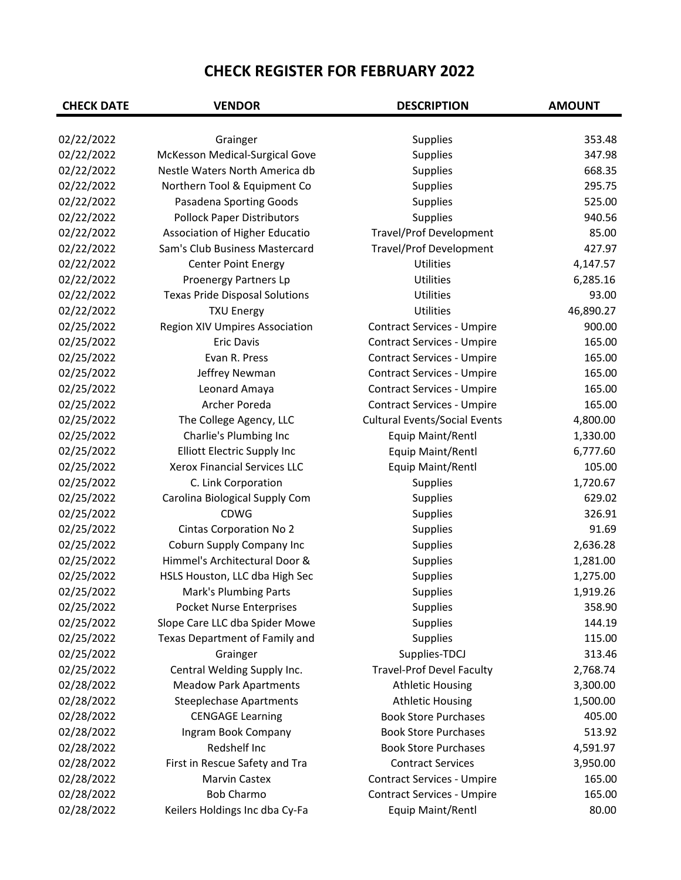# CHECK REGISTER FOR FEBRUARY 2022

| CHECK DATE | VENDOR | DESCRIPTION | AMOUNT |
|---|---|---|---|
| 02/22/2022 | Grainger | Supplies | 353.48 |
| 02/22/2022 | McKesson Medical-Surgical Gove | Supplies | 347.98 |
| 02/22/2022 | Nestle Waters North America db | Supplies | 668.35 |
| 02/22/2022 | Northern Tool & Equipment Co | Supplies | 295.75 |
| 02/22/2022 | Pasadena Sporting Goods | Supplies | 525.00 |
| 02/22/2022 | Pollock Paper Distributors | Supplies | 940.56 |
| 02/22/2022 | Association of Higher Educatio | Travel/Prof Development | 85.00 |
| 02/22/2022 | Sam's Club Business Mastercard | Travel/Prof Development | 427.97 |
| 02/22/2022 | Center Point Energy | Utilities | 4,147.57 |
| 02/22/2022 | Proenergy Partners Lp | Utilities | 6,285.16 |
| 02/22/2022 | Texas Pride Disposal Solutions | Utilities | 93.00 |
| 02/22/2022 | TXU Energy | Utilities | 46,890.27 |
| 02/25/2022 | Region XIV Umpires Association | Contract Services - Umpire | 900.00 |
| 02/25/2022 | Eric Davis | Contract Services - Umpire | 165.00 |
| 02/25/2022 | Evan R. Press | Contract Services - Umpire | 165.00 |
| 02/25/2022 | Jeffrey Newman | Contract Services - Umpire | 165.00 |
| 02/25/2022 | Leonard Amaya | Contract Services - Umpire | 165.00 |
| 02/25/2022 | Archer Poreda | Contract Services - Umpire | 165.00 |
| 02/25/2022 | The College Agency, LLC | Cultural Events/Social Events | 4,800.00 |
| 02/25/2022 | Charlie's Plumbing Inc | Equip Maint/Rentl | 1,330.00 |
| 02/25/2022 | Elliott Electric Supply Inc | Equip Maint/Rentl | 6,777.60 |
| 02/25/2022 | Xerox Financial Services LLC | Equip Maint/Rentl | 105.00 |
| 02/25/2022 | C. Link Corporation | Supplies | 1,720.67 |
| 02/25/2022 | Carolina Biological Supply Com | Supplies | 629.02 |
| 02/25/2022 | CDWG | Supplies | 326.91 |
| 02/25/2022 | Cintas Corporation No 2 | Supplies | 91.69 |
| 02/25/2022 | Coburn Supply Company Inc | Supplies | 2,636.28 |
| 02/25/2022 | Himmel's Architectural Door & | Supplies | 1,281.00 |
| 02/25/2022 | HSLS Houston, LLC dba High Sec | Supplies | 1,275.00 |
| 02/25/2022 | Mark's Plumbing Parts | Supplies | 1,919.26 |
| 02/25/2022 | Pocket Nurse Enterprises | Supplies | 358.90 |
| 02/25/2022 | Slope Care LLC dba Spider Mowe | Supplies | 144.19 |
| 02/25/2022 | Texas Department of Family and | Supplies | 115.00 |
| 02/25/2022 | Grainger | Supplies-TDCJ | 313.46 |
| 02/25/2022 | Central Welding Supply Inc. | Travel-Prof Devel Faculty | 2,768.74 |
| 02/28/2022 | Meadow Park Apartments | Athletic Housing | 3,300.00 |
| 02/28/2022 | Steeplechase Apartments | Athletic Housing | 1,500.00 |
| 02/28/2022 | CENGAGE Learning | Book Store Purchases | 405.00 |
| 02/28/2022 | Ingram Book Company | Book Store Purchases | 513.92 |
| 02/28/2022 | Redshelf Inc | Book Store Purchases | 4,591.97 |
| 02/28/2022 | First in Rescue Safety and Tra | Contract Services | 3,950.00 |
| 02/28/2022 | Marvin Castex | Contract Services - Umpire | 165.00 |
| 02/28/2022 | Bob Charmo | Contract Services - Umpire | 165.00 |
| 02/28/2022 | Keilers Holdings Inc dba Cy-Fa | Equip Maint/Rentl | 80.00 |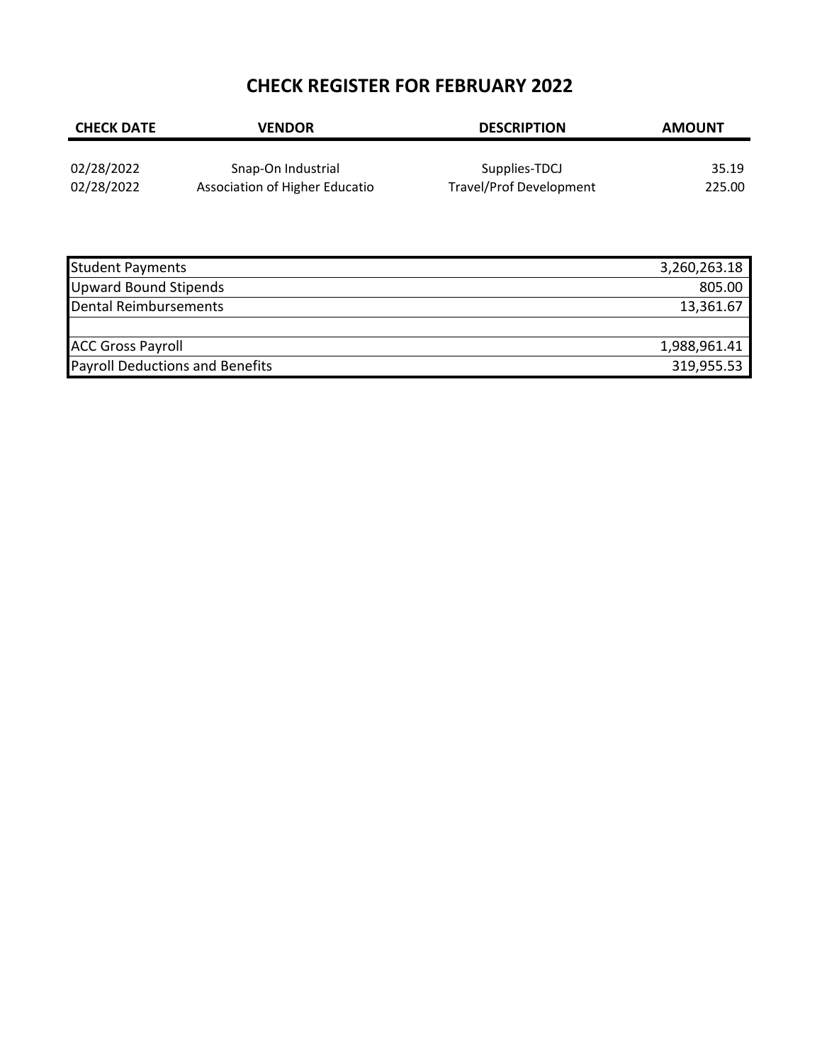# CHECK REGISTER FOR FEBRUARY 2022

| CHECK DATE | VENDOR | DESCRIPTION | AMOUNT |
|---|---|---|---|
| 02/28/2022 | Snap-On Industrial | Supplies-TDCJ | 35.19 |
| 02/28/2022 | Association of Higher Educatio | Travel/Prof Development | 225.00 |

| | |
|---|---|
| Student Payments | 3,260,263.18 |
| Upward Bound Stipends | 805.00 |
| Dental Reimbursements | 13,361.67 |
| | |
| ACC Gross Payroll | 1,988,961.41 |
| Payroll Deductions and Benefits | 319,955.53 |